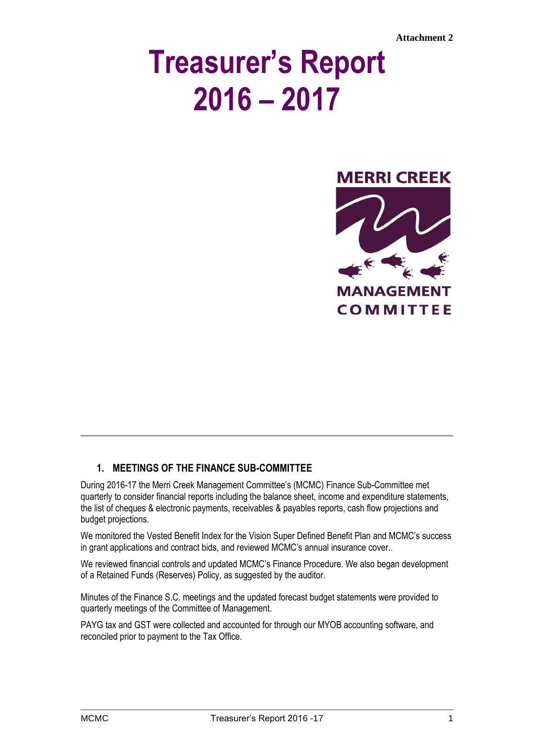**Attachment 2**

# Treasurer's Report 2016 – 2017

MERRI CREEK MANAGEMENT COMMITTEE

## 1. MEETINGS OF THE FINANCE SUB-COMMITTEE

During 2016-17 the Merri Creek Management Committee's (MCMC) Finance Sub-Committee met quarterly to consider financial reports including the balance sheet, income and expenditure statements, the list of cheques & electronic payments, receivables & payables reports, cash flow projections and budget projections.

We monitored the Vested Benefit Index for the Vision Super Defined Benefit Plan and MCMC's success in grant applications and contract bids, and reviewed MCMC's annual insurance cover..

We reviewed financial controls and updated MCMC's Finance Procedure. We also began development of a Retained Funds (Reserves) Policy, as suggested by the auditor.

Minutes of the Finance S.C. meetings and the updated forecast budget statements were provided to quarterly meetings of the Committee of Management.

PAYG tax and GST were collected and accounted for through our MYOB accounting software, and reconciled prior to payment to the Tax Office.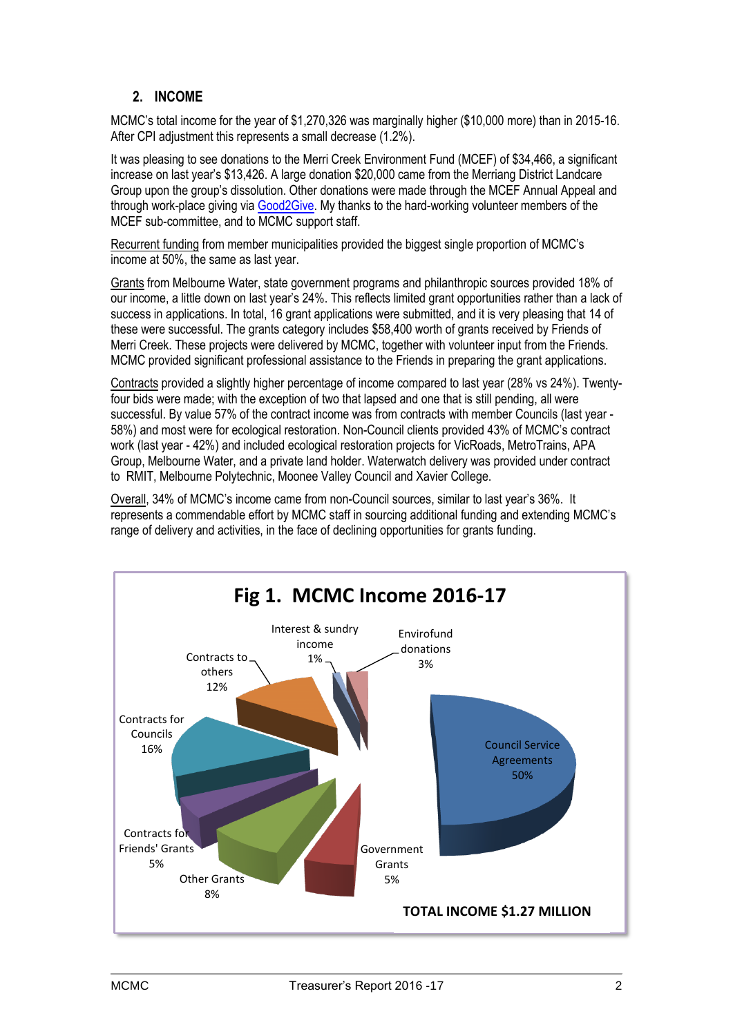## 2. INCOME

MCMC's total income for the year of $1,270,326 was marginally higher ($10,000 more) than in 2015-16. After CPI adjustment this represents a small decrease (1.2%).

It was pleasing to see donations to the Merri Creek Environment Fund (MCEF) of $34,466, a significant increase on last year's $13,426. A large donation $20,000 came from the Merriang District Landcare Group upon the group's dissolution. Other donations were made through the MCEF Annual Appeal and through work-place giving via Good2Give. My thanks to the hard-working volunteer members of the MCEF sub-committee, and to MCMC support staff.

Recurrent funding from member municipalities provided the biggest single proportion of MCMC's income at 50%, the same as last year.

Grants from Melbourne Water, state government programs and philanthropic sources provided 18% of our income, a little down on last year's 24%. This reflects limited grant opportunities rather than a lack of success in applications. In total, 16 grant applications were submitted, and it is very pleasing that 14 of these were successful. The grants category includes $58,400 worth of grants received by Friends of Merri Creek. These projects were delivered by MCMC, together with volunteer input from the Friends. MCMC provided significant professional assistance to the Friends in preparing the grant applications.

Contracts provided a slightly higher percentage of income compared to last year (28% vs 24%). Twenty-four bids were made; with the exception of two that lapsed and one that is still pending, all were successful. By value 57% of the contract income was from contracts with member Councils (last year - 58%) and most were for ecological restoration. Non-Council clients provided 43% of MCMC's contract work (last year - 42%) and included ecological restoration projects for VicRoads, MetroTrains, APA Group, Melbourne Water, and a private land holder. Waterwatch delivery was provided under contract to RMIT, Melbourne Polytechnic, Moonee Valley Council and Xavier College.

Overall, 34% of MCMC's income came from non-Council sources, similar to last year's 36%. It represents a commendable effort by MCMC staff in sourcing additional funding and extending MCMC's range of delivery and activities, in the face of declining opportunities for grants funding.

**Fig 1. MCMC Income 2016-17**

| Income source | Share |
| --- | --- |
| Council Service Agreements | 50% |
| Government Grants | 5% |
| Other Grants | 8% |
| Contracts for Friends' Grants | 5% |
| Contracts for Councils | 16% |
| Contracts to others | 12% |
| Interest & sundry income | 1% |
| Envirofund donations | 3% |

**TOTAL INCOME $1.27 MILLION**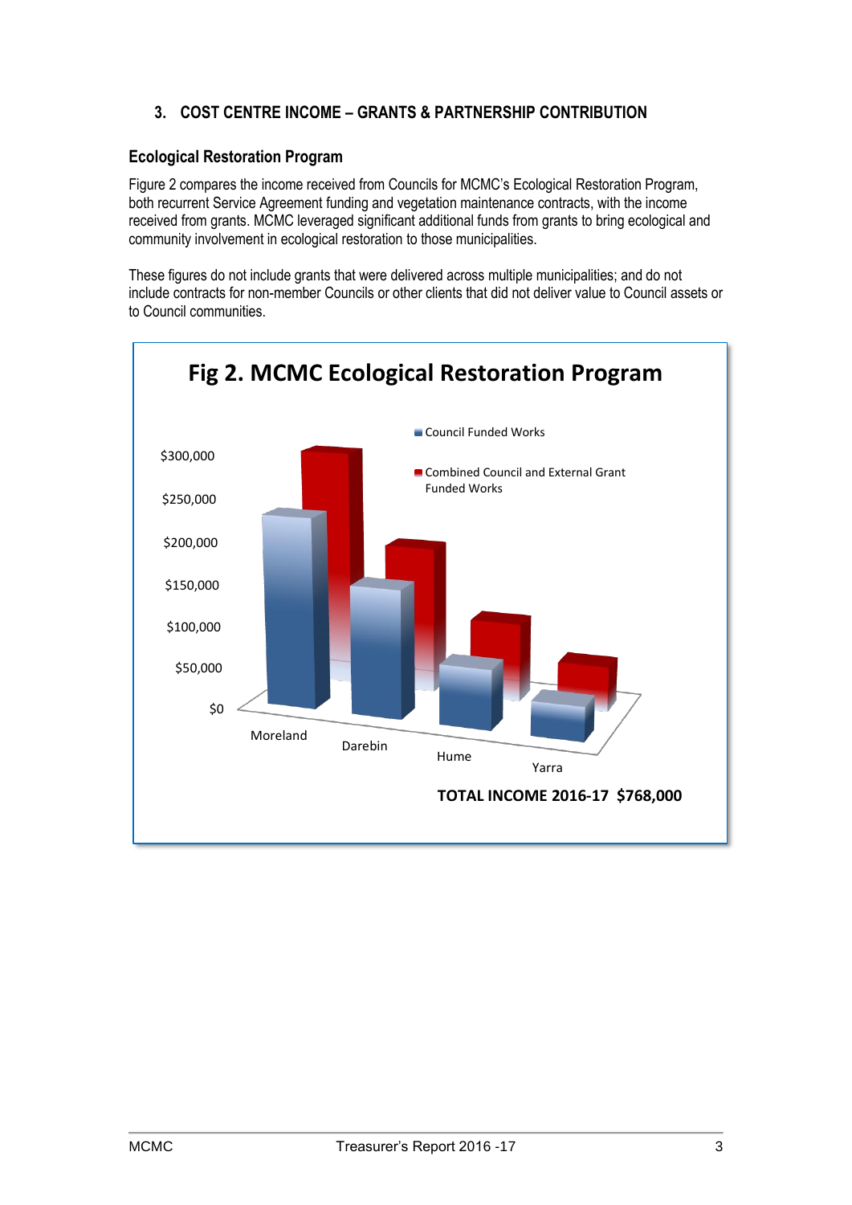## 3. COST CENTRE INCOME – GRANTS & PARTNERSHIP CONTRIBUTION

### Ecological Restoration Program

Figure 2 compares the income received from Councils for MCMC's Ecological Restoration Program, both recurrent Service Agreement funding and vegetation maintenance contracts, with the income received from grants. MCMC leveraged significant additional funds from grants to bring ecological and community involvement in ecological restoration to those municipalities.

These figures do not include grants that were delivered across multiple municipalities; and do not include contracts for non-member Councils or other clients that did not deliver value to Council assets or to Council communities.

**Fig 2. MCMC Ecological Restoration Program**

- Council Funded Works
- Combined Council and External Grant Funded Works

Categories: Moreland, Darebin, Hume, Yarra

Y-axis: $0, $50,000, $100,000, $150,000, $200,000, $250,000, $300,000

**TOTAL INCOME 2016-17 $768,000**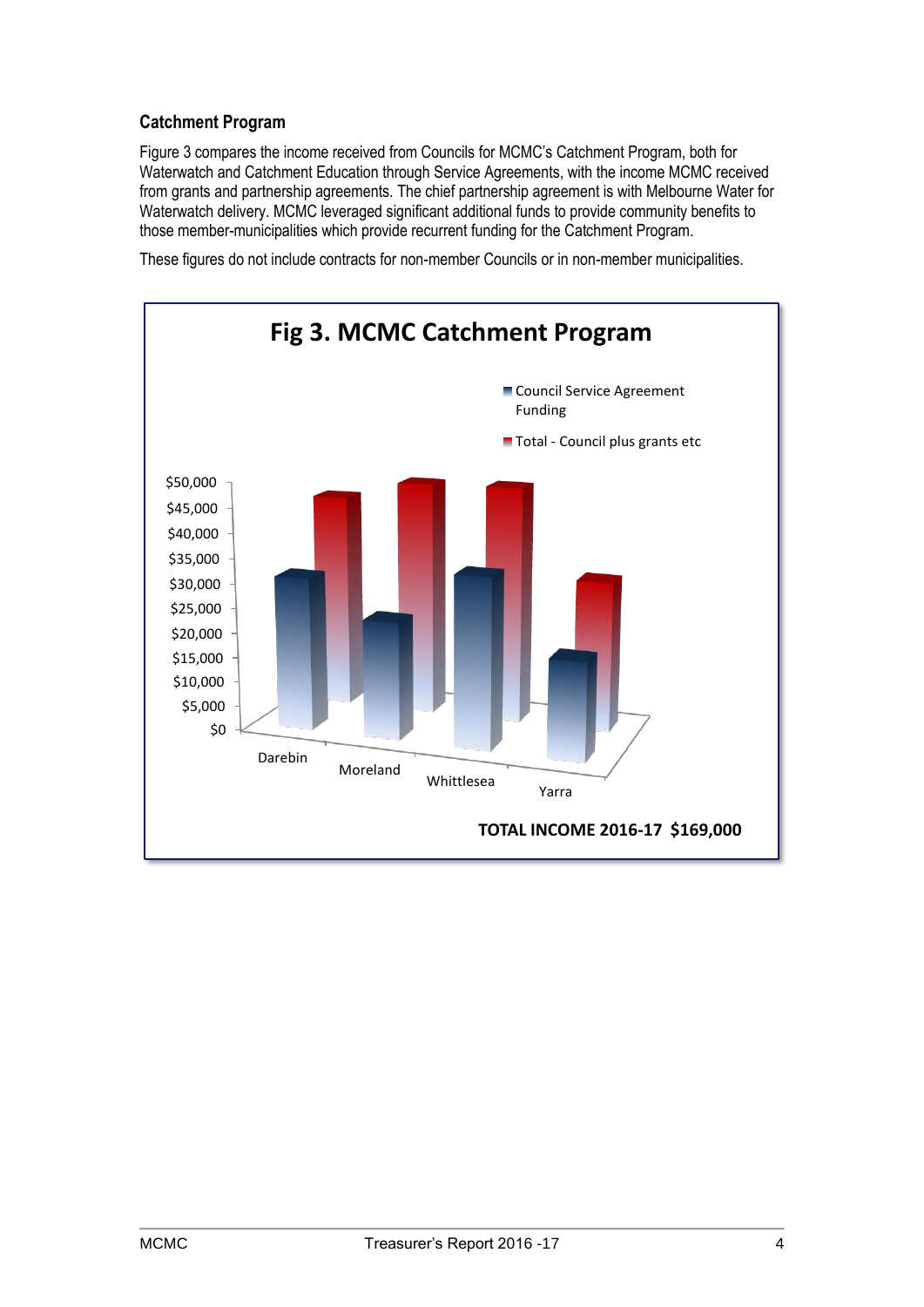## Catchment Program

Figure 3 compares the income received from Councils for MCMC's Catchment Program, both for Waterwatch and Catchment Education through Service Agreements, with the income MCMC received from grants and partnership agreements. The chief partnership agreement is with Melbourne Water for Waterwatch delivery. MCMC leveraged significant additional funds to provide community benefits to those member-municipalities which provide recurrent funding for the Catchment Program.

These figures do not include contracts for non-member Councils or in non-member municipalities.

**Fig 3. MCMC Catchment Program**

Legend: Council Service Agreement Funding; Total - Council plus grants etc

Categories: Darebin, Moreland, Whittlesea, Yarra

Y-axis: $0 – $50,000

**TOTAL INCOME 2016-17 $169,000**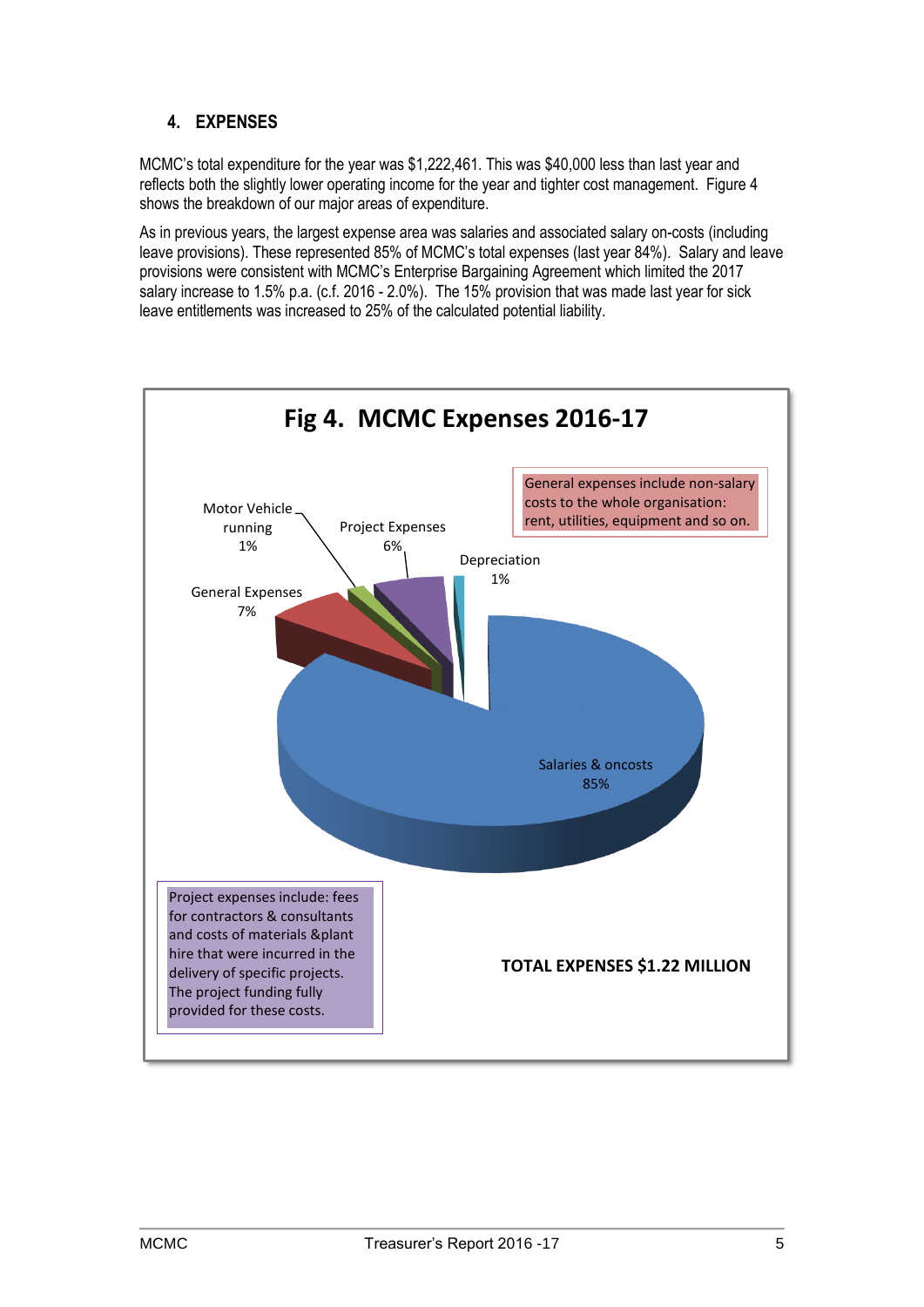## 4. EXPENSES

MCMC's total expenditure for the year was $1,222,461. This was $40,000 less than last year and reflects both the slightly lower operating income for the year and tighter cost management. Figure 4 shows the breakdown of our major areas of expenditure.

As in previous years, the largest expense area was salaries and associated salary on-costs (including leave provisions). These represented 85% of MCMC's total expenses (last year 84%). Salary and leave provisions were consistent with MCMC's Enterprise Bargaining Agreement which limited the 2017 salary increase to 1.5% p.a. (c.f. 2016 - 2.0%). The 15% provision that was made last year for sick leave entitlements was increased to 25% of the calculated potential liability.

**Fig 4. MCMC Expenses 2016-17**

| Category | Percentage |
|---|---|
| Salaries & oncosts | 85% |
| General Expenses | 7% |
| Project Expenses | 6% |
| Motor Vehicle running | 1% |
| Depreciation | 1% |

General expenses include non-salary costs to the whole organisation: rent, utilities, equipment and so on.

Project expenses include: fees for contractors & consultants and costs of materials &plant hire that were incurred in the delivery of specific projects. The project funding fully provided for these costs.

**TOTAL EXPENSES $1.22 MILLION**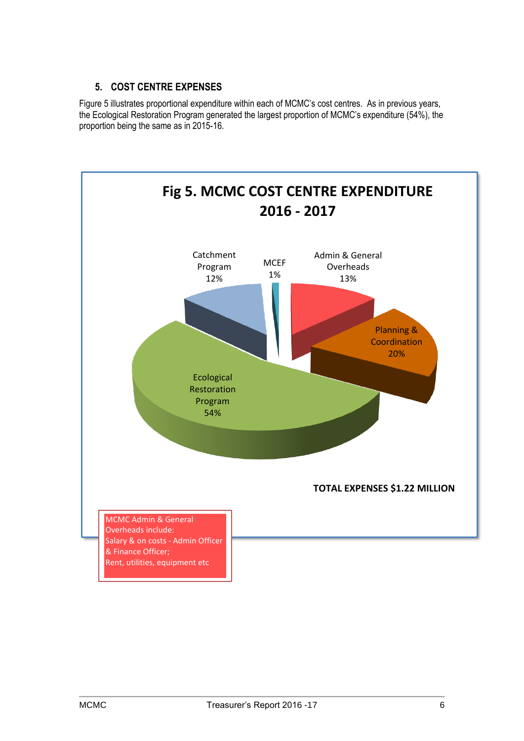## 5. COST CENTRE EXPENSES

Figure 5 illustrates proportional expenditure within each of MCMC's cost centres. As in previous years, the Ecological Restoration Program generated the largest proportion of MCMC's expenditure (54%), the proportion being the same as in 2015-16.

**Fig 5. MCMC COST CENTRE EXPENDITURE 2016 - 2017**

| Cost Centre | Proportion |
|---|---|
| Ecological Restoration Program | 54% |
| Planning & Coordination | 20% |
| Admin & General Overheads | 13% |
| Catchment Program | 12% |
| MCEF | 1% |

**TOTAL EXPENSES $1.22 MILLION**

MCMC Admin & General Overheads include:
Salary & on costs - Admin Officer & Finance Officer;
Rent, utilities, equipment etc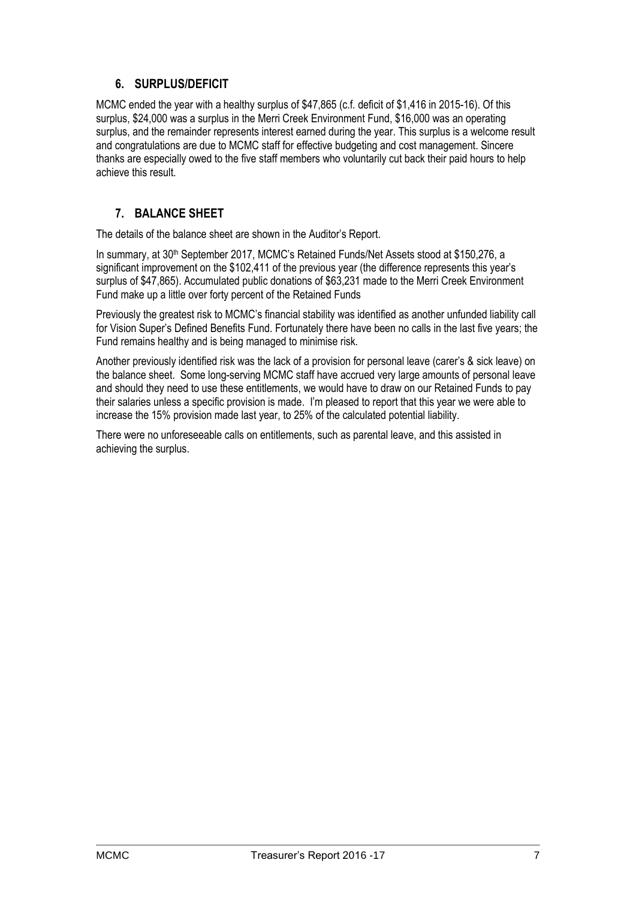## 6. SURPLUS/DEFICIT

MCMC ended the year with a healthy surplus of $47,865 (c.f. deficit of $1,416 in 2015-16). Of this surplus, $24,000 was a surplus in the Merri Creek Environment Fund, $16,000 was an operating surplus, and the remainder represents interest earned during the year. This surplus is a welcome result and congratulations are due to MCMC staff for effective budgeting and cost management. Sincere thanks are especially owed to the five staff members who voluntarily cut back their paid hours to help achieve this result.

## 7. BALANCE SHEET

The details of the balance sheet are shown in the Auditor's Report.

In summary, at 30th September 2017, MCMC's Retained Funds/Net Assets stood at $150,276, a significant improvement on the $102,411 of the previous year (the difference represents this year's surplus of $47,865). Accumulated public donations of $63,231 made to the Merri Creek Environment Fund make up a little over forty percent of the Retained Funds

Previously the greatest risk to MCMC's financial stability was identified as another unfunded liability call for Vision Super's Defined Benefits Fund. Fortunately there have been no calls in the last five years; the Fund remains healthy and is being managed to minimise risk.

Another previously identified risk was the lack of a provision for personal leave (carer's & sick leave) on the balance sheet. Some long-serving MCMC staff have accrued very large amounts of personal leave and should they need to use these entitlements, we would have to draw on our Retained Funds to pay their salaries unless a specific provision is made. I'm pleased to report that this year we were able to increase the 15% provision made last year, to 25% of the calculated potential liability.

There were no unforeseeable calls on entitlements, such as parental leave, and this assisted in achieving the surplus.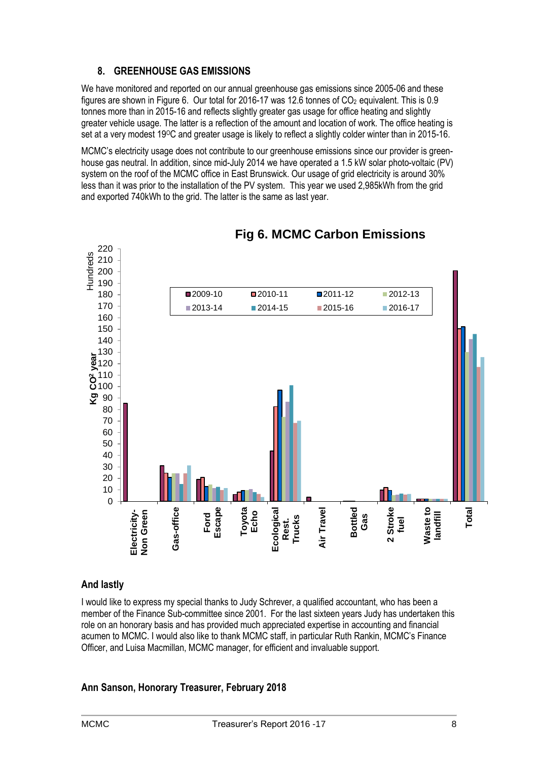## 8. GREENHOUSE GAS EMISSIONS

We have monitored and reported on our annual greenhouse gas emissions since 2005-06 and these figures are shown in Figure 6. Our total for 2016-17 was 12.6 tonnes of $CO_2$ equivalent. This is 0.9 tonnes more than in 2015-16 and reflects slightly greater gas usage for office heating and slightly greater vehicle usage. The latter is a reflection of the amount and location of work. The office heating is set at a very modest 19°C and greater usage is likely to reflect a slightly colder winter than in 2015-16.

MCMC's electricity usage does not contribute to our greenhouse emissions since our provider is green-house gas neutral. In addition, since mid-July 2014 we have operated a 1.5 kW solar photo-voltaic (PV) system on the roof of the MCMC office in East Brunswick. Our usage of grid electricity is around 30% less than it was prior to the installation of the PV system. This year we used 2,985kWh from the grid and exported 740kWh to the grid. The latter is the same as last year.

**Fig 6. MCMC Carbon Emissions**

Hundreds

Kg CO² year

220
210
200
190
180
170
160
150
140
130
120
110
100
90
80
70
60
50
40
30
20
10
0

2009-10 2010-11 2011-12 2012-13 2013-14 2014-15 2015-16 2016-17

Electricity-Non Green
Gas-office
Ford Escape
Toyota Echo
Ecological Rest. Trucks
Air Travel
Bottled Gas
2 Stroke fuel
Waste to landfill
Total

### And lastly

I would like to express my special thanks to Judy Schrever, a qualified accountant, who has been a member of the Finance Sub-committee since 2001. For the last sixteen years Judy has undertaken this role on an honorary basis and has provided much appreciated expertise in accounting and financial acumen to MCMC. I would also like to thank MCMC staff, in particular Ruth Rankin, MCMC's Finance Officer, and Luisa Macmillan, MCMC manager, for efficient and invaluable support.

**Ann Sanson, Honorary Treasurer, February 2018**